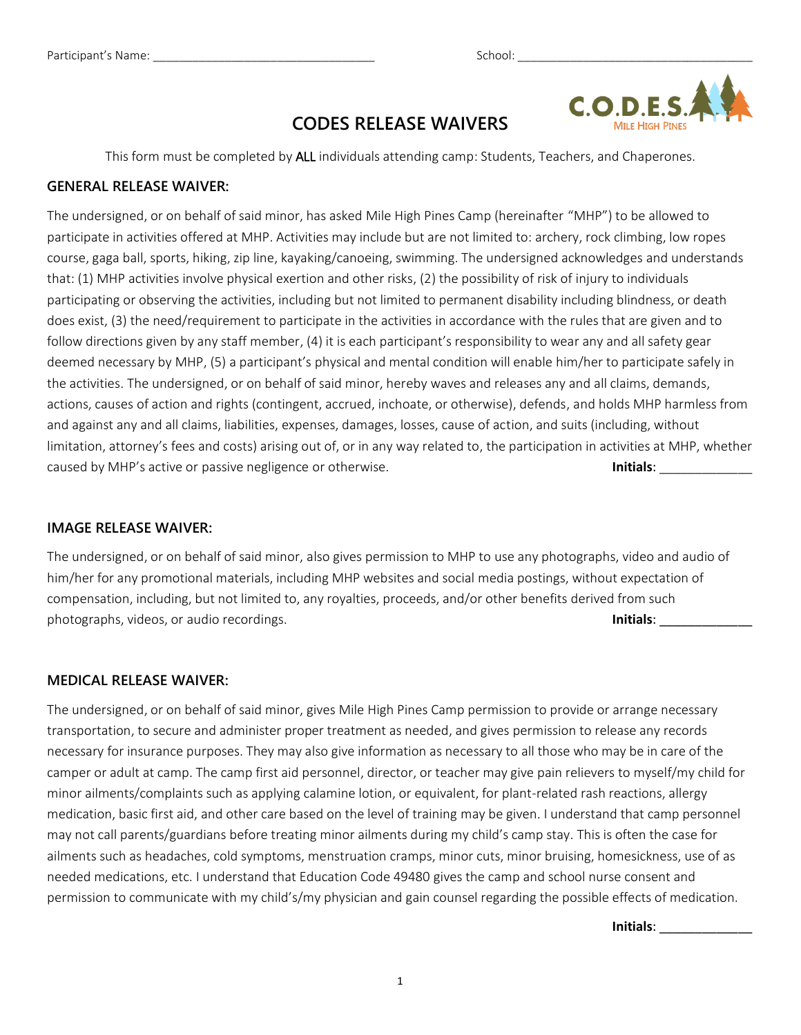Participant's Name: ___________________________________ School: ______________________________________

# CODES RELEASE WAIVERS

This form must be completed by ALL individuals attending camp: Students, Teachers, and Chaperones.

## GENERAL RELEASE WAIVER:

The undersigned, or on behalf of said minor, has asked Mile High Pines Camp (hereinafter "MHP") to be allowed to participate in activities offered at MHP. Activities may include but are not limited to: archery, rock climbing, low ropes course, gaga ball, sports, hiking, zip line, kayaking/canoeing, swimming. The undersigned acknowledges and understands that: (1) MHP activities involve physical exertion and other risks, (2) the possibility of risk of injury to individuals participating or observing the activities, including but not limited to permanent disability including blindness, or death does exist, (3) the need/requirement to participate in the activities in accordance with the rules that are given and to follow directions given by any staff member, (4) it is each participant's responsibility to wear any and all safety gear deemed necessary by MHP, (5) a participant's physical and mental condition will enable him/her to participate safely in the activities. The undersigned, or on behalf of said minor, hereby waves and releases any and all claims, demands, actions, causes of action and rights (contingent, accrued, inchoate, or otherwise), defends, and holds MHP harmless from and against any and all claims, liabilities, expenses, damages, losses, cause of action, and suits (including, without limitation, attorney's fees and costs) arising out of, or in any way related to, the participation in activities at MHP, whether caused by MHP's active or passive negligence or otherwise. **Initials**: _____________

## IMAGE RELEASE WAIVER:

The undersigned, or on behalf of said minor, also gives permission to MHP to use any photographs, video and audio of him/her for any promotional materials, including MHP websites and social media postings, without expectation of compensation, including, but not limited to, any royalties, proceeds, and/or other benefits derived from such photographs, videos, or audio recordings. **Initials**: _____________

## MEDICAL RELEASE WAIVER:

The undersigned, or on behalf of said minor, gives Mile High Pines Camp permission to provide or arrange necessary transportation, to secure and administer proper treatment as needed, and gives permission to release any records necessary for insurance purposes. They may also give information as necessary to all those who may be in care of the camper or adult at camp. The camp first aid personnel, director, or teacher may give pain relievers to myself/my child for minor ailments/complaints such as applying calamine lotion, or equivalent, for plant-related rash reactions, allergy medication, basic first aid, and other care based on the level of training may be given. I understand that camp personnel may not call parents/guardians before treating minor ailments during my child's camp stay. This is often the case for ailments such as headaches, cold symptoms, menstruation cramps, minor cuts, minor bruising, homesickness, use of as needed medications, etc. I understand that Education Code 49480 gives the camp and school nurse consent and permission to communicate with my child's/my physician and gain counsel regarding the possible effects of medication.

**Initials**: _____________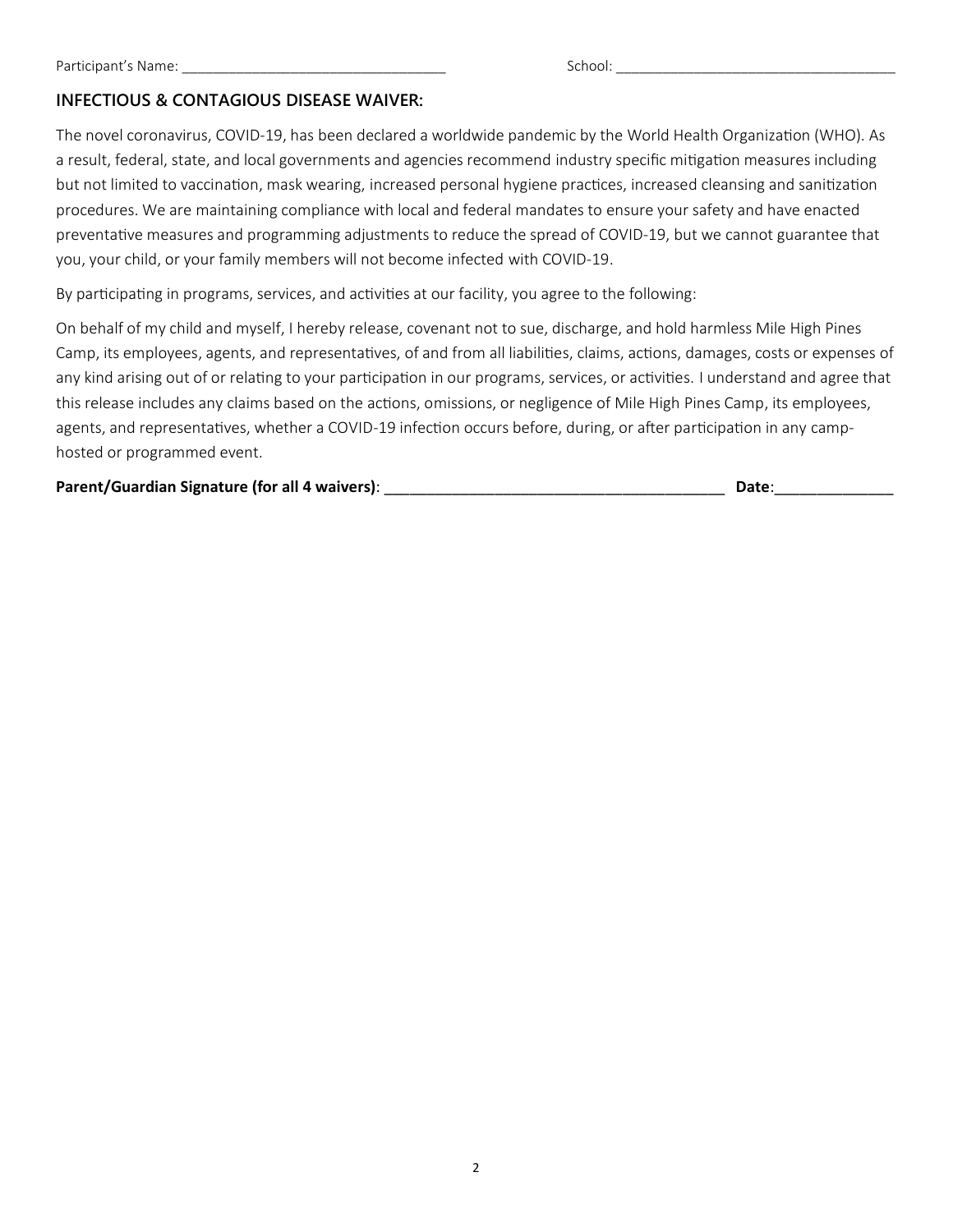Participant's Name: ___________________________________ School: ______________________________________

## INFECTIOUS & CONTAGIOUS DISEASE WAIVER:

The novel coronavirus, COVID-19, has been declared a worldwide pandemic by the World Health Organization (WHO). As a result, federal, state, and local governments and agencies recommend industry specific mitigation measures including but not limited to vaccination, mask wearing, increased personal hygiene practices, increased cleansing and sanitization procedures. We are maintaining compliance with local and federal mandates to ensure your safety and have enacted preventative measures and programming adjustments to reduce the spread of COVID-19, but we cannot guarantee that you, your child, or your family members will not become infected with COVID-19.

By participating in programs, services, and activities at our facility, you agree to the following:

On behalf of my child and myself, I hereby release, covenant not to sue, discharge, and hold harmless Mile High Pines Camp, its employees, agents, and representatives, of and from all liabilities, claims, actions, damages, costs or expenses of any kind arising out of or relating to your participation in our programs, services, or activities. I understand and agree that this release includes any claims based on the actions, omissions, or negligence of Mile High Pines Camp, its employees, agents, and representatives, whether a COVID-19 infection occurs before, during, or after participation in any camp-hosted or programmed event.

**Parent/Guardian Signature (for all 4 waivers)**: ___________________________________________ **Date**:______________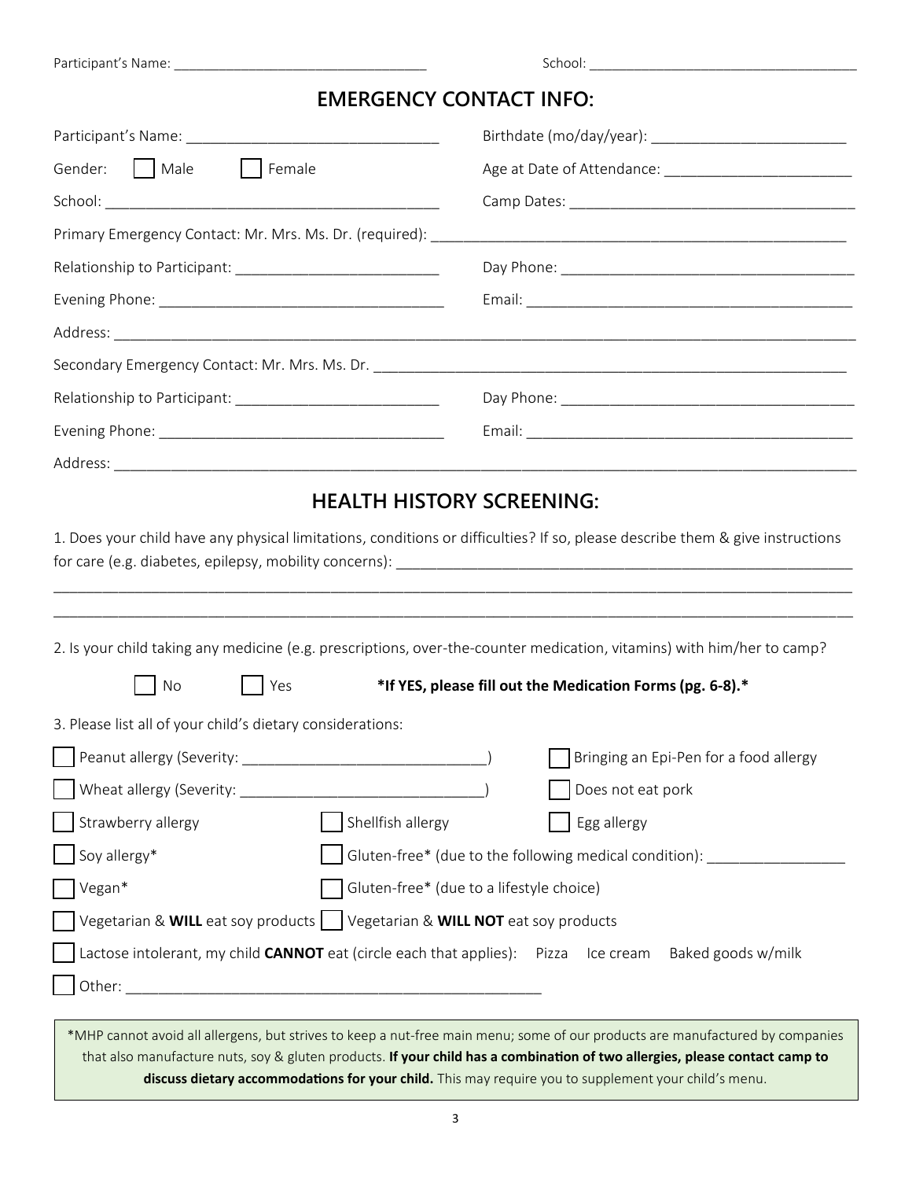Participant's Name: ________________________________ School: ___________________________________

## EMERGENCY CONTACT INFO:

Participant's Name: ______________________________ Birthdate (mo/day/year): ________________________

Gender: ☐ Male ☐ Female Age at Date of Attendance: _______________________

School: ______________________________________ Camp Dates: __________________________________

Primary Emergency Contact: Mr. Mrs. Ms. Dr. (required): _____________________________________________________

Relationship to Participant: ________________________ Day Phone: ___________________________________

Evening Phone: __________________________________ Email: ________________________________________

Address: ____________________________________________________________________________________________

Secondary Emergency Contact: Mr. Mrs. Ms. Dr. ____________________________________________________________

Relationship to Participant: ________________________ Day Phone: ___________________________________

Evening Phone: __________________________________ Email: ________________________________________

Address: ____________________________________________________________________________________________

## HEALTH HISTORY SCREENING:

1. Does your child have any physical limitations, conditions or difficulties? If so, please describe them & give instructions for care (e.g. diabetes, epilepsy, mobility concerns): _______________________________________________________

_____________________________________________________________________________________________________

_____________________________________________________________________________________________________

2. Is your child taking any medicine (e.g. prescriptions, over-the-counter medication, vitamins) with him/her to camp?

☐ No ☐ Yes **\*If YES, please fill out the Medication Forms (pg. 6-8).\***

3. Please list all of your child's dietary considerations:

☐ Peanut allergy (Severity: ____________________________) ☐ Bringing an Epi-Pen for a food allergy

☐ Wheat allergy (Severity: _____________________________) ☐ Does not eat pork

☐ Strawberry allergy ☐ Shellfish allergy ☐ Egg allergy

☐ Soy allergy* ☐ Gluten-free* (due to the following medical condition): ________________

☐ Vegan* ☐ Gluten-free* (due to a lifestyle choice)

☐ Vegetarian & **WILL** eat soy products ☐ Vegetarian & **WILL NOT** eat soy products

☐ Lactose intolerant, my child **CANNOT** eat (circle each that applies): Pizza Ice cream Baked goods w/milk

☐ Other: ___________________________________________________

*MHP cannot avoid all allergens, but strives to keep a nut-free main menu; some of our products are manufactured by companies that also manufacture nuts, soy & gluten products. **If your child has a combination of two allergies, please contact camp to discuss dietary accommodations for your child.** This may require you to supplement your child's menu.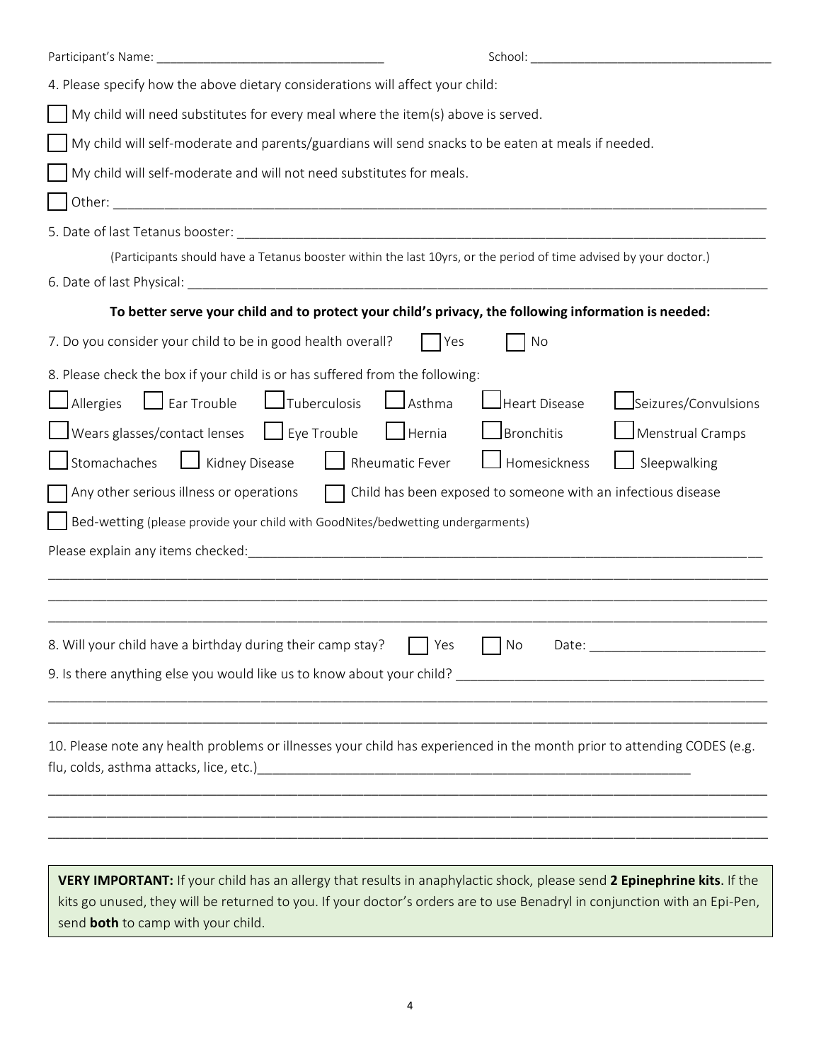Participant's Name: ________________________________ School: ___________________________________

4. Please specify how the above dietary considerations will affect your child:

☐ My child will need substitutes for every meal where the item(s) above is served.

☐ My child will self-moderate and parents/guardians will send snacks to be eaten at meals if needed.

☐ My child will self-moderate and will not need substitutes for meals.

☐ Other: ____________________________________________________________________________________

5. Date of last Tetanus booster: ___________________________________________________________________

(Participants should have a Tetanus booster within the last 10yrs, or the period of time advised by your doctor.)

6. Date of last Physical: _________________________________________________________________________

**To better serve your child and to protect your child's privacy, the following information is needed:**

7. Do you consider your child to be in good health overall? ☐ Yes ☐ No

8. Please check the box if your child is or has suffered from the following:

☐ Allergies ☐ Ear Trouble ☐ Tuberculosis ☐ Asthma ☐ Heart Disease ☐ Seizures/Convulsions

☐ Wears glasses/contact lenses ☐ Eye Trouble ☐ Hernia ☐ Bronchitis ☐ Menstrual Cramps

☐ Stomachaches ☐ Kidney Disease ☐ Rheumatic Fever ☐ Homesickness ☐ Sleepwalking

☐ Any other serious illness or operations ☐ Child has been exposed to someone with an infectious disease

☐ Bed-wetting (please provide your child with GoodNites/bedwetting undergarments)

Please explain any items checked:_____________________________________________________________________

______________________________________________________________________________________________

______________________________________________________________________________________________

______________________________________________________________________________________________

8. Will your child have a birthday during their camp stay? ☐ Yes ☐ No Date: ________________________

9. Is there anything else you would like us to know about your child? _________________________________________

______________________________________________________________________________________________

______________________________________________________________________________________________

10. Please note any health problems or illnesses your child has experienced in the month prior to attending CODES (e.g. flu, colds, asthma attacks, lice, etc.)____________________________________________________________

______________________________________________________________________________________________

______________________________________________________________________________________________

______________________________________________________________________________________________

**VERY IMPORTANT:** If your child has an allergy that results in anaphylactic shock, please send **2 Epinephrine kits**. If the kits go unused, they will be returned to you. If your doctor's orders are to use Benadryl in conjunction with an Epi-Pen, send **both** to camp with your child.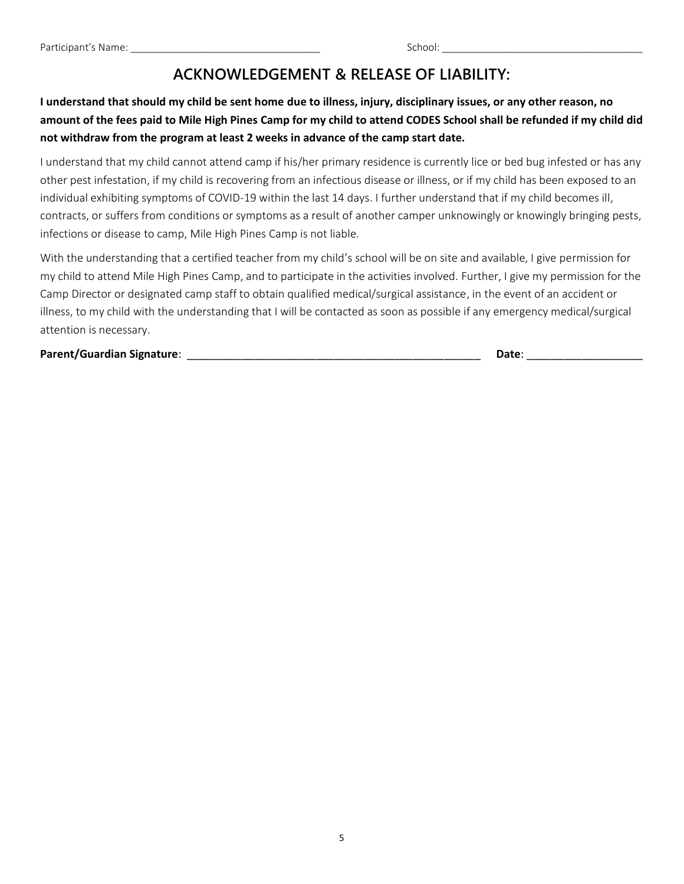Participant's Name: ________________________________ School: ___________________________________

## ACKNOWLEDGEMENT & RELEASE OF LIABILITY:

**I understand that should my child be sent home due to illness, injury, disciplinary issues, or any other reason, no amount of the fees paid to Mile High Pines Camp for my child to attend CODES School shall be refunded if my child did not withdraw from the program at least 2 weeks in advance of the camp start date.**

I understand that my child cannot attend camp if his/her primary residence is currently lice or bed bug infested or has any other pest infestation, if my child is recovering from an infectious disease or illness, or if my child has been exposed to an individual exhibiting symptoms of COVID-19 within the last 14 days. I further understand that if my child becomes ill, contracts, or suffers from conditions or symptoms as a result of another camper unknowingly or knowingly bringing pests, infections or disease to camp, Mile High Pines Camp is not liable.

With the understanding that a certified teacher from my child's school will be on site and available, I give permission for my child to attend Mile High Pines Camp, and to participate in the activities involved. Further, I give my permission for the Camp Director or designated camp staff to obtain qualified medical/surgical assistance, in the event of an accident or illness, to my child with the understanding that I will be contacted as soon as possible if any emergency medical/surgical attention is necessary.

**Parent/Guardian Signature**: ________________________________________________ **Date**: ___________________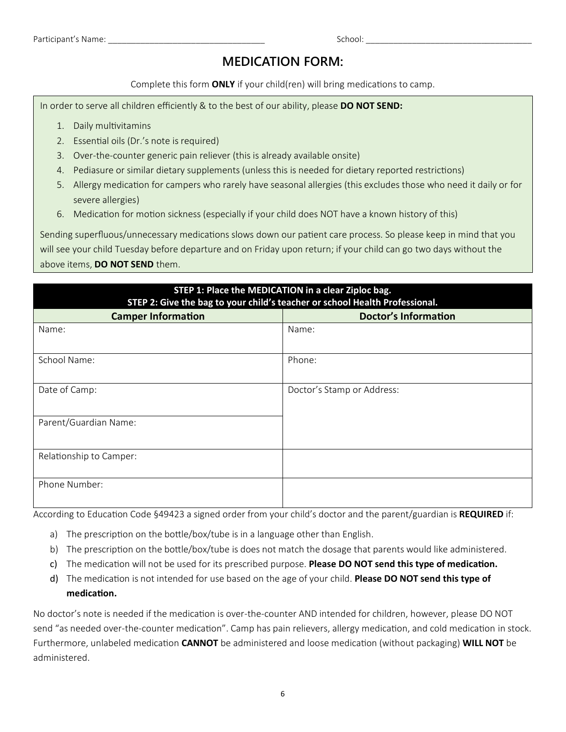Participant's Name: ___________________________________ School: ______________________________________

# MEDICATION FORM:

Complete this form **ONLY** if your child(ren) will bring medications to camp.

In order to serve all children efficiently & to the best of our ability, please **DO NOT SEND:**

1. Daily multivitamins
2. Essential oils (Dr.'s note is required)
3. Over-the-counter generic pain reliever (this is already available onsite)
4. Pediasure or similar dietary supplements (unless this is needed for dietary reported restrictions)
5. Allergy medication for campers who rarely have seasonal allergies (this excludes those who need it daily or for severe allergies)
6. Medication for motion sickness (especially if your child does NOT have a known history of this)

Sending superfluous/unnecessary medications slows down our patient care process. So please keep in mind that you will see your child Tuesday before departure and on Friday upon return; if your child can go two days without the above items, **DO NOT SEND** them.

**STEP 1: Place the MEDICATION in a clear Ziploc bag.**
**STEP 2: Give the bag to your child's teacher or school Health Professional.**

| Camper Information | Doctor's Information |
|---|---|
| Name: | Name: |
| School Name: | Phone: |
| Date of Camp: | Doctor's Stamp or Address: |
| Parent/Guardian Name: | |
| Relationship to Camper: | |
| Phone Number: | |

According to Education Code §49423 a signed order from your child's doctor and the parent/guardian is **REQUIRED** if:

a) The prescription on the bottle/box/tube is in a language other than English.
b) The prescription on the bottle/box/tube is does not match the dosage that parents would like administered.
c) The medication will not be used for its prescribed purpose. **Please DO NOT send this type of medication.**
d) The medication is not intended for use based on the age of your child. **Please DO NOT send this type of medication.**

No doctor's note is needed if the medication is over-the-counter AND intended for children, however, please DO NOT send "as needed over-the-counter medication". Camp has pain relievers, allergy medication, and cold medication in stock. Furthermore, unlabeled medication **CANNOT** be administered and loose medication (without packaging) **WILL NOT** be administered.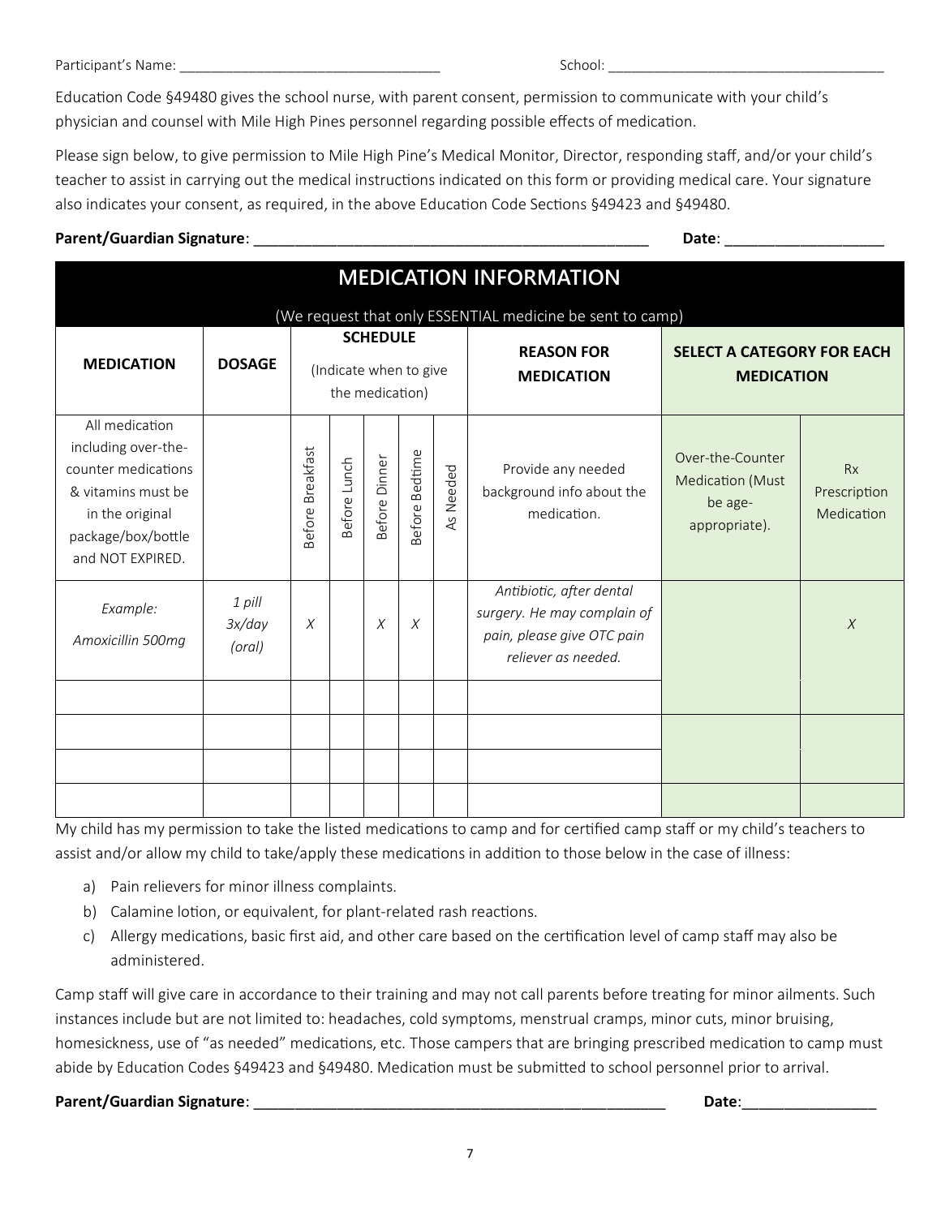Participant's Name: ___________________________________ School: ______________________________________

Education Code §49480 gives the school nurse, with parent consent, permission to communicate with your child's physician and counsel with Mile High Pines personnel regarding possible effects of medication.

Please sign below, to give permission to Mile High Pine's Medical Monitor, Director, responding staff, and/or your child's teacher to assist in carrying out the medical instructions indicated on this form or providing medical care. Your signature also indicates your consent, as required, in the above Education Code Sections §49423 and §49480.

**Parent/Guardian Signature**: __________________________________________________ **Date**: ___________________

## MEDICATION INFORMATION

(We request that only ESSENTIAL medicine be sent to camp)

| MEDICATION | DOSAGE | SCHEDULE (Indicate when to give the medication) | | | | | REASON FOR MEDICATION | SELECT A CATEGORY FOR EACH MEDICATION | |
|---|---|---|---|---|---|---|---|---|---|
| All medication including over-the-counter medications & vitamins must be in the original package/box/bottle and NOT EXPIRED. | | Before Breakfast | Before Lunch | Before Dinner | Before Bedtime | As Needed | Provide any needed background info about the medication. | Over-the-Counter Medication (Must be age-appropriate). | Rx Prescription Medication |
| *Example: Amoxicillin 500mg* | *1 pill 3x/day (oral)* | *X* | | *X* | *X* | | *Antibiotic, after dental surgery. He may complain of pain, please give OTC pain reliever as needed.* | | *X* |
| | | | | | | | | | |
| | | | | | | | | | |
| | | | | | | | | | |
| | | | | | | | | | |

My child has my permission to take the listed medications to camp and for certified camp staff or my child's teachers to assist and/or allow my child to take/apply these medications in addition to those below in the case of illness:

a) Pain relievers for minor illness complaints.
b) Calamine lotion, or equivalent, for plant-related rash reactions.
c) Allergy medications, basic first aid, and other care based on the certification level of camp staff may also be administered.

Camp staff will give care in accordance to their training and may not call parents before treating for minor ailments. Such instances include but are not limited to: headaches, cold symptoms, menstrual cramps, minor cuts, minor bruising, homesickness, use of "as needed" medications, etc. Those campers that are bringing prescribed medication to camp must abide by Education Codes §49423 and §49480. Medication must be submitted to school personnel prior to arrival.

**Parent/Guardian Signature**: ____________________________________________________ **Date**:________________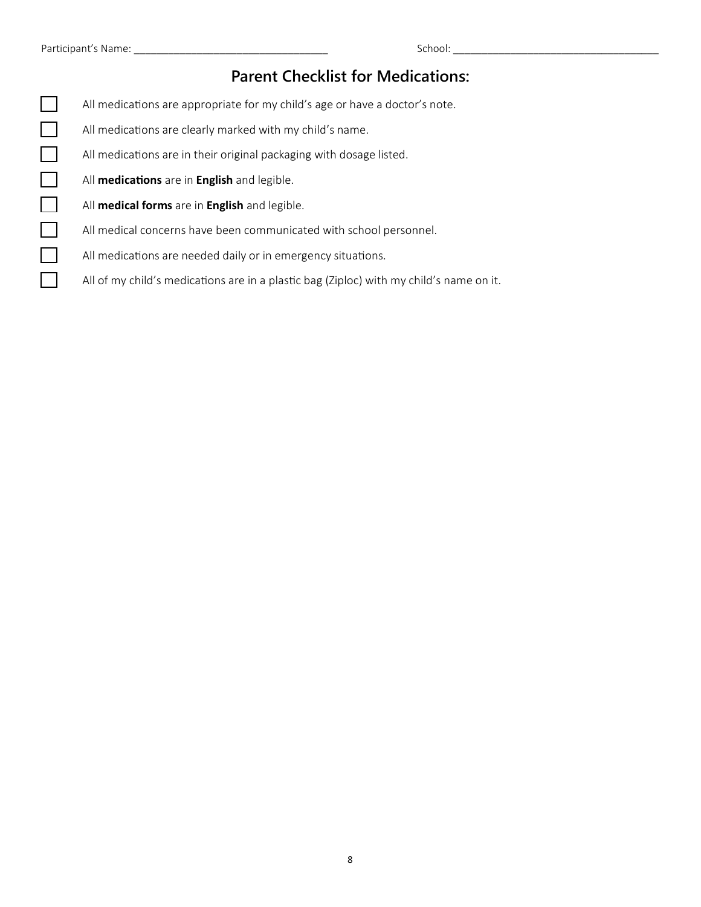Participant's Name: ___________________________________ School: _____________________________________

## Parent Checklist for Medications:

- [ ] All medications are appropriate for my child's age or have a doctor's note.
- [ ] All medications are clearly marked with my child's name.
- [ ] All medications are in their original packaging with dosage listed.
- [ ] All **medications** are in **English** and legible.
- [ ] All **medical forms** are in **English** and legible.
- [ ] All medical concerns have been communicated with school personnel.
- [ ] All medications are needed daily or in emergency situations.
- [ ] All of my child's medications are in a plastic bag (Ziploc) with my child's name on it.